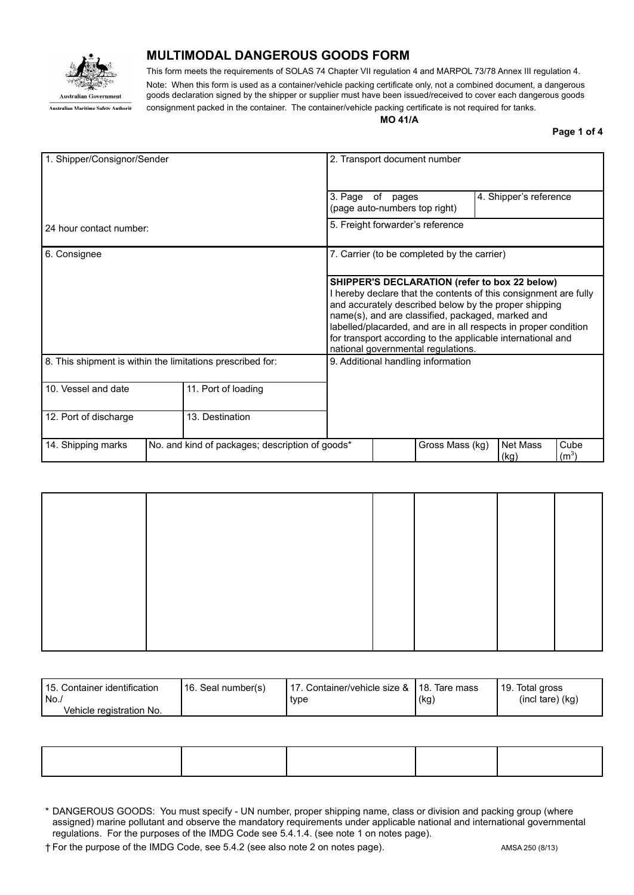Australian Government

Australian Maritime Safety Authority

# MULTIMODAL DANGEROUS GOODS FORM

This form meets the requirements of SOLAS 74 Chapter VII regulation 4 and MARPOL 73/78 Annex III regulation 4.

Note: When this form is used as a container/vehicle packing certificate only, not a combined document, a dangerous goods declaration signed by the shipper or supplier must have been issued/received to cover each dangerous goods consignment packed in the container. The container/vehicle packing certificate is not required for tanks.

**MO 41/A**

| 1. Shipper/Consignor/Sender | 2. Transport document number | |
|---|---|---|
| | 3. Page of pages (page auto-numbers top right) | 4. Shipper's reference |
| 24 hour contact number: | 5. Freight forwarder's reference | |
| 6. Consignee | 7. Carrier (to be completed by the carrier) | |
| | **SHIPPER'S DECLARATION (refer to box 22 below)** I hereby declare that the contents of this consignment are fully and accurately described below by the proper shipping name(s), and are classified, packaged, marked and labelled/placarded, and are in all respects in proper condition for transport according to the applicable international and national governmental regulations. | |
| 8. This shipment is within the limitations prescribed for: | 9. Additional handling information | |

| 10. Vessel and date | 11. Port of loading |
|---|---|
| 12. Port of discharge | 13. Destination |

| 14. Shipping marks | No. and kind of packages; description of goods* | | Gross Mass (kg) | Net Mass (kg) | Cube ($m^3$) |
|---|---|---|---|---|---|
| | | | | | |

| 15. Container identification No./ Vehicle registration No. | 16. Seal number(s) | 17. Container/vehicle size & type | 18. Tare mass (kg) | 19. Total gross (incl tare) (kg) |
|---|---|---|---|---|
| | | | | |

\* DANGEROUS GOODS: You must specify - UN number, proper shipping name, class or division and packing group (where assigned) marine pollutant and observe the mandatory requirements under applicable national and international governmental regulations. For the purposes of the IMDG Code see 5.4.1.4. (see note 1 on notes page).

† For the purpose of the IMDG Code, see 5.4.2 (see also note 2 on notes page).

AMSA 250 (8/13)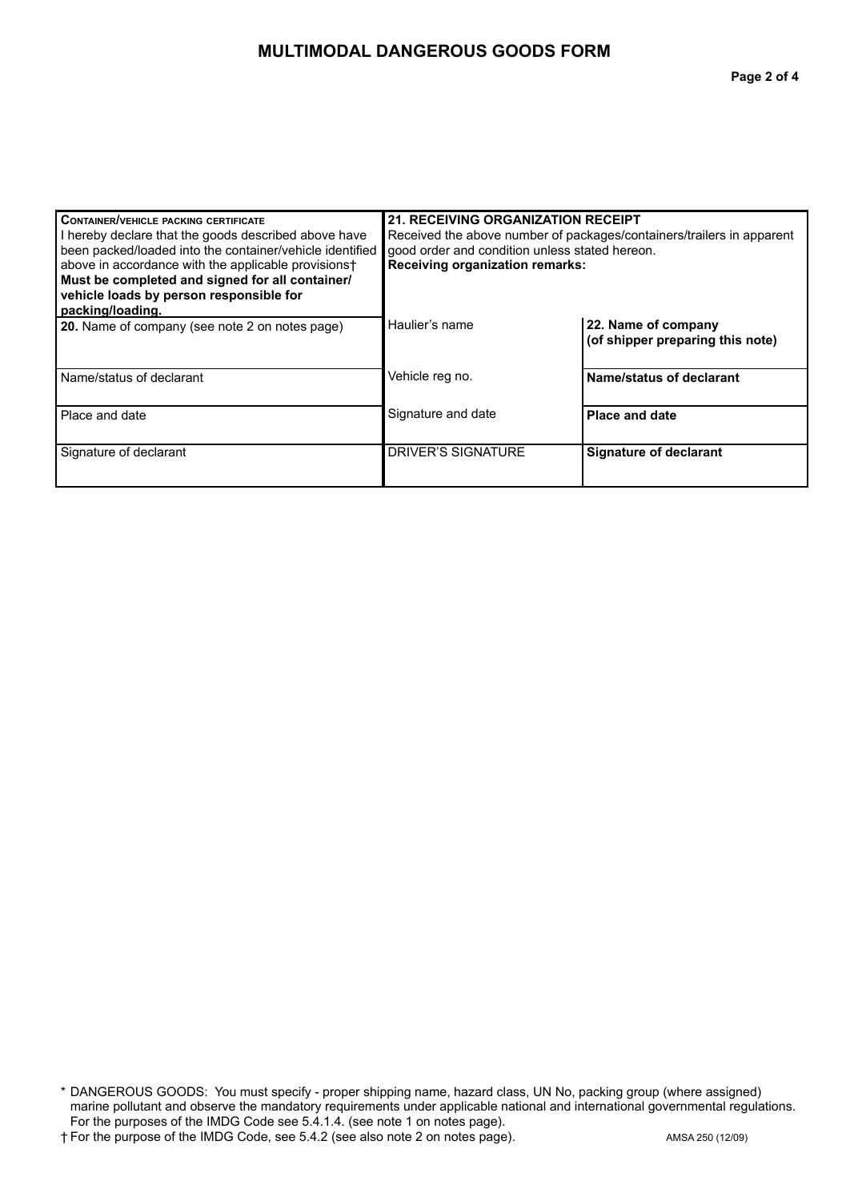# MULTIMODAL DANGEROUS GOODS FORM

| **CONTAINER/VEHICLE PACKING CERTIFICATE**<br>I hereby declare that the goods described above have been packed/loaded into the container/vehicle identified above in accordance with the applicable provisions†<br>**Must be completed and signed for all container/vehicle loads by person responsible for packing/loading.** | **21. RECEIVING ORGANIZATION RECEIPT**<br>Received the above number of packages/containers/trailers in apparent good order and condition unless stated hereon.<br>**Receiving organization remarks:** | |
|---|---|---|
| **20.** Name of company (see note 2 on notes page) | Haulier's name | **22. Name of company (of shipper preparing this note)** |
| Name/status of declarant | Vehicle reg no. | **Name/status of declarant** |
| Place and date | Signature and date | **Place and date** |
| Signature of declarant | DRIVER'S SIGNATURE | **Signature of declarant** |

\* DANGEROUS GOODS: You must specify - proper shipping name, hazard class, UN No, packing group (where assigned) marine pollutant and observe the mandatory requirements under applicable national and international governmental regulations. For the purposes of the IMDG Code see 5.4.1.4. (see note 1 on notes page).

† For the purpose of the IMDG Code, see 5.4.2 (see also note 2 on notes page).

AMSA 250 (12/09)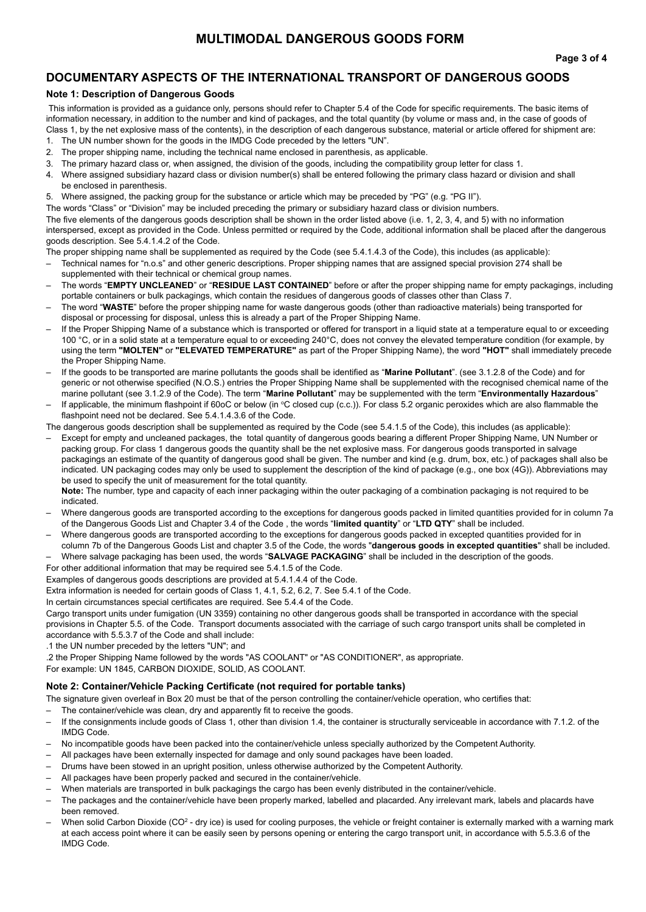# MULTIMODAL DANGEROUS GOODS FORM

## DOCUMENTARY ASPECTS OF THE INTERNATIONAL TRANSPORT OF DANGEROUS GOODS

### Note 1: Description of Dangerous Goods

This information is provided as a guidance only, persons should refer to Chapter 5.4 of the Code for specific requirements. The basic items of information necessary, in addition to the number and kind of packages, and the total quantity (by volume or mass and, in the case of goods of Class 1, by the net explosive mass of the contents), in the description of each dangerous substance, material or article offered for shipment are:

1. The UN number shown for the goods in the IMDG Code preceded by the letters "UN".
2. The proper shipping name, including the technical name enclosed in parenthesis, as applicable.
3. The primary hazard class or, when assigned, the division of the goods, including the compatibility group letter for class 1.
4. Where assigned subsidiary hazard class or division number(s) shall be entered following the primary class hazard or division and shall be enclosed in parenthesis.
5. Where assigned, the packing group for the substance or article which may be preceded by "PG" (e.g. "PG II").

The words "Class" or "Division" may be included preceding the primary or subsidiary hazard class or division numbers.

The five elements of the dangerous goods description shall be shown in the order listed above (i.e. 1, 2, 3, 4, and 5) with no information interspersed, except as provided in the Code. Unless permitted or required by the Code, additional information shall be placed after the dangerous goods description. See 5.4.1.4.2 of the Code.

The proper shipping name shall be supplemented as required by the Code (see 5.4.1.4.3 of the Code), this includes (as applicable):

- Technical names for "n.o.s" and other generic descriptions. Proper shipping names that are assigned special provision 274 shall be supplemented with their technical or chemical group names.
- The words "**EMPTY UNCLEANED**" or "**RESIDUE LAST CONTAINED**" before or after the proper shipping name for empty packagings, including portable containers or bulk packagings, which contain the residues of dangerous goods of classes other than Class 7.
- The word "**WASTE**" before the proper shipping name for waste dangerous goods (other than radioactive materials) being transported for disposal or processing for disposal, unless this is already a part of the Proper Shipping Name.
- If the Proper Shipping Name of a substance which is transported or offered for transport in a liquid state at a temperature equal to or exceeding 100 °C, or in a solid state at a temperature equal to or exceeding 240°C, does not convey the elevated temperature condition (for example, by using the term **"MOLTEN"** or **"ELEVATED TEMPERATURE"** as part of the Proper Shipping Name), the word **"HOT"** shall immediately precede the Proper Shipping Name.
- If the goods to be transported are marine pollutants the goods shall be identified as "**Marine Pollutant**". (see 3.1.2.8 of the Code) and for generic or not otherwise specified (N.O.S.) entries the Proper Shipping Name shall be supplemented with the recognised chemical name of the marine pollutant (see 3.1.2.9 of the Code). The term "**Marine Pollutant**" may be supplemented with the term "**Environmentally Hazardous**"
- If applicable, the minimum flashpoint if 60oC or below (in °C closed cup (c.c.)). For class 5.2 organic peroxides which are also flammable the flashpoint need not be declared. See 5.4.1.4.3.6 of the Code.

The dangerous goods description shall be supplemented as required by the Code (see 5.4.1.5 of the Code), this includes (as applicable):

- Except for empty and uncleaned packages, the total quantity of dangerous goods bearing a different Proper Shipping Name, UN Number or packing group. For class 1 dangerous goods the quantity shall be the net explosive mass. For dangerous goods transported in salvage packagings an estimate of the quantity of dangerous good shall be given. The number and kind (e.g. drum, box, etc.) of packages shall also be indicated. UN packaging codes may only be used to supplement the description of the kind of package (e.g., one box (4G)). Abbreviations may be used to specify the unit of measurement for the total quantity.

  **Note:** The number, type and capacity of each inner packaging within the outer packaging of a combination packaging is not required to be indicated.
- Where dangerous goods are transported according to the exceptions for dangerous goods packed in limited quantities provided for in column 7a of the Dangerous Goods List and Chapter 3.4 of the Code , the words "**limited quantity**" or "**LTD QTY**" shall be included.
- Where dangerous goods are transported according to the exceptions for dangerous goods packed in excepted quantities provided for in column 7b of the Dangerous Goods List and chapter 3.5 of the Code, the words "**dangerous goods in excepted quantities**" shall be included.
- Where salvage packaging has been used, the words "**SALVAGE PACKAGING**" shall be included in the description of the goods.

For other additional information that may be required see 5.4.1.5 of the Code.

Examples of dangerous goods descriptions are provided at 5.4.1.4.4 of the Code.

Extra information is needed for certain goods of Class 1, 4.1, 5.2, 6.2, 7. See 5.4.1 of the Code.

In certain circumstances special certificates are required. See 5.4.4 of the Code.

Cargo transport units under fumigation (UN 3359) containing no other dangerous goods shall be transported in accordance with the special provisions in Chapter 5.5. of the Code. Transport documents associated with the carriage of such cargo transport units shall be completed in accordance with 5.5.3.7 of the Code and shall include:

.1 the UN number preceded by the letters "UN"; and

.2 the Proper Shipping Name followed by the words "AS COOLANT" or "AS CONDITIONER", as appropriate.

For example: UN 1845, CARBON DIOXIDE, SOLID, AS COOLANT.

### Note 2: Container/Vehicle Packing Certificate (not required for portable tanks)

The signature given overleaf in Box 20 must be that of the person controlling the container/vehicle operation, who certifies that:

- The container/vehicle was clean, dry and apparently fit to receive the goods.
- If the consignments include goods of Class 1, other than division 1.4, the container is structurally serviceable in accordance with 7.1.2. of the IMDG Code.
- No incompatible goods have been packed into the container/vehicle unless specially authorized by the Competent Authority.
- All packages have been externally inspected for damage and only sound packages have been loaded.
- Drums have been stowed in an upright position, unless otherwise authorized by the Competent Authority.
- All packages have been properly packed and secured in the container/vehicle.
- When materials are transported in bulk packagings the cargo has been evenly distributed in the container/vehicle.
- The packages and the container/vehicle have been properly marked, labelled and placarded. Any irrelevant mark, labels and placards have been removed.
- When solid Carbon Dioxide ($CO^2$ - dry ice) is used for cooling purposes, the vehicle or freight container is externally marked with a warning mark at each access point where it can be easily seen by persons opening or entering the cargo transport unit, in accordance with 5.5.3.6 of the IMDG Code.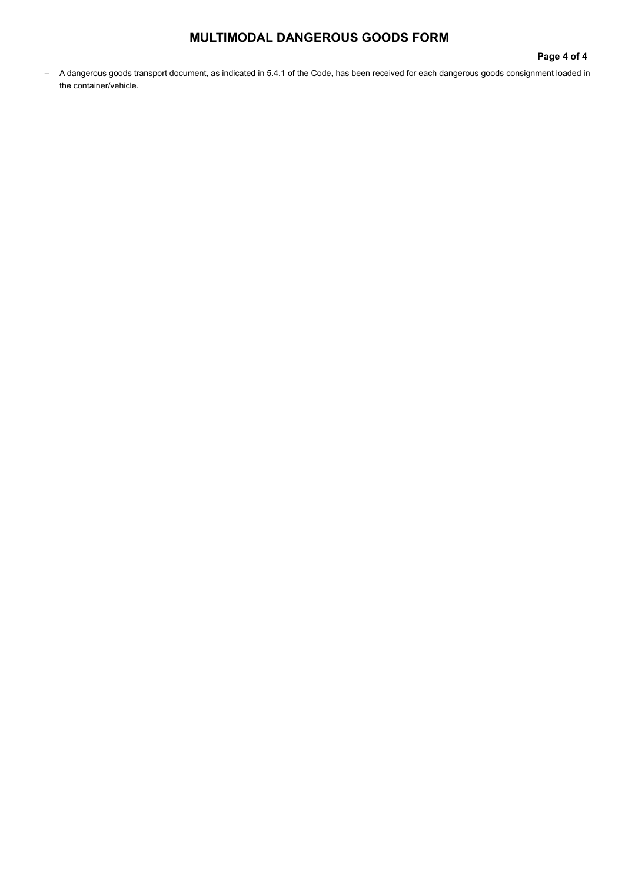– A dangerous goods transport document, as indicated in 5.4.1 of the Code, has been received for each dangerous goods consignment loaded in the container/vehicle.